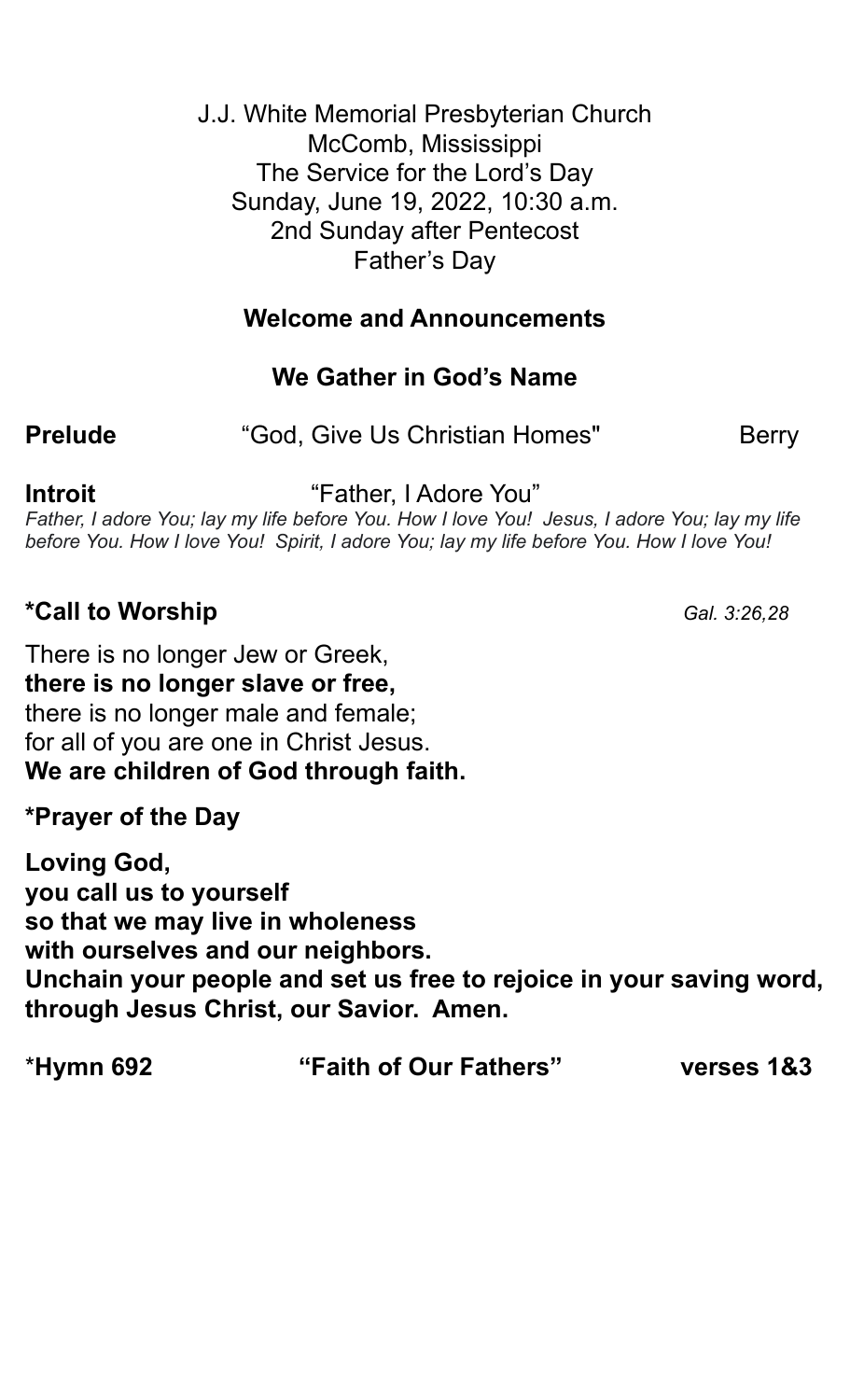J.J. White Memorial Presbyterian Church
McComb, Mississippi
The Service for the Lord's Day
Sunday, June 19, 2022, 10:30 a.m.
2nd Sunday after Pentecost
Father's Day

## Welcome and Announcements

## We Gather in God's Name

**Prelude** "God, Give Us Christian Homes" Berry

**Introit** "Father, I Adore You"

*Father, I adore You; lay my life before You. How I love You! Jesus, I adore You; lay my life before You. How I love You! Spirit, I adore You; lay my life before You. How I love You!*

**\*Call to Worship** *Gal. 3:26,28*

There is no longer Jew or Greek,
**there is no longer slave or free,**
there is no longer male and female;
for all of you are one in Christ Jesus.
**We are children of God through faith.**

**\*Prayer of the Day**

**Loving God,
you call us to yourself
so that we may live in wholeness
with ourselves and our neighbors.
Unchain your people and set us free to rejoice in your saving word,
through Jesus Christ, our Savior. Amen.**

\***Hymn 692 "Faith of Our Fathers" verses 1&3**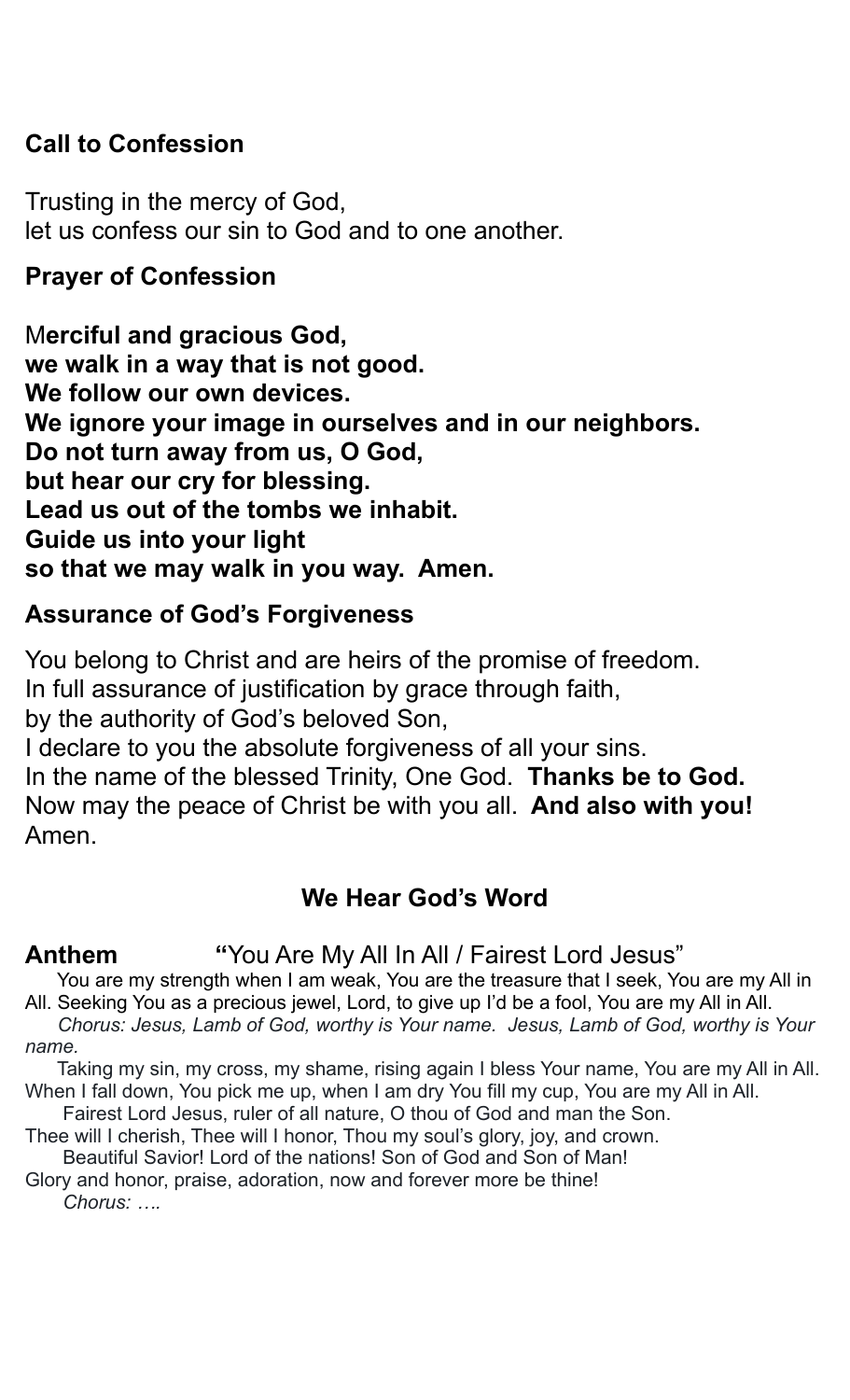**Call to Confession**

Trusting in the mercy of God,
let us confess our sin to God and to one another.

**Prayer of Confession**

M**erciful and gracious God,**
**we walk in a way that is not good.**
**We follow our own devices.**
**We ignore your image in ourselves and in our neighbors.**
**Do not turn away from us, O God,**
**but hear our cry for blessing.**
**Lead us out of the tombs we inhabit.**
**Guide us into your light**
**so that we may walk in you way. Amen.**

**Assurance of God's Forgiveness**

You belong to Christ and are heirs of the promise of freedom.
In full assurance of justification by grace through faith,
by the authority of God's beloved Son,
I declare to you the absolute forgiveness of all your sins.
In the name of the blessed Trinity, One God. **Thanks be to God.**
Now may the peace of Christ be with you all. **And also with you!**
Amen.

## We Hear God's Word

**Anthem** **"**You Are My All In All / Fairest Lord Jesus"

You are my strength when I am weak, You are the treasure that I seek, You are my All in All. Seeking You as a precious jewel, Lord, to give up I'd be a fool, You are my All in All.

*Chorus: Jesus, Lamb of God, worthy is Your name. Jesus, Lamb of God, worthy is Your name.*

Taking my sin, my cross, my shame, rising again I bless Your name, You are my All in All. When I fall down, You pick me up, when I am dry You fill my cup, You are my All in All.

Fairest Lord Jesus, ruler of all nature, O thou of God and man the Son.
Thee will I cherish, Thee will I honor, Thou my soul's glory, joy, and crown.

Beautiful Savior! Lord of the nations! Son of God and Son of Man!
Glory and honor, praise, adoration, now and forever more be thine!

*Chorus: ….*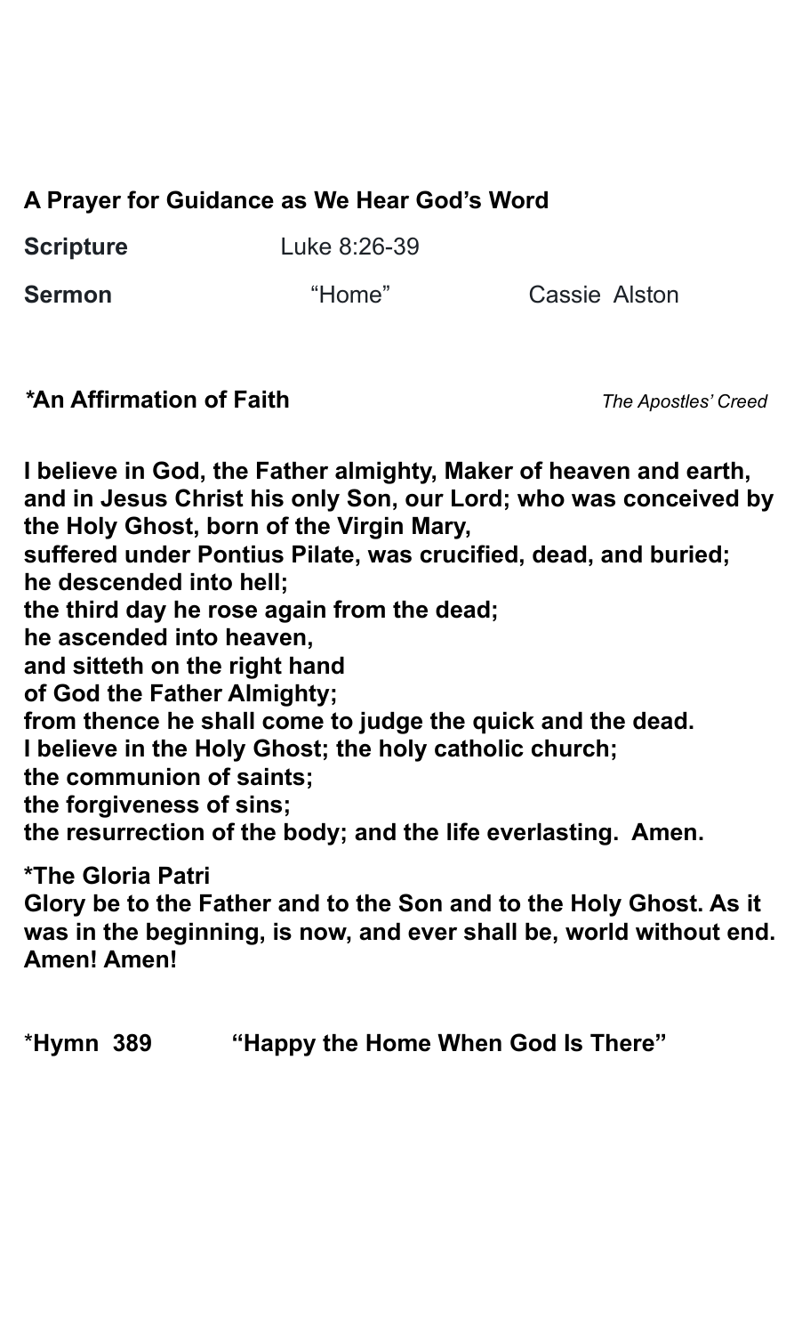**A Prayer for Guidance as We Hear God's Word**

**Scripture** Luke 8:26-39

**Sermon** "Home" Cassie Alston

***An Affirmation of Faith** *The Apostles' Creed*

**I believe in God, the Father almighty, Maker of heaven and earth, and in Jesus Christ his only Son, our Lord; who was conceived by the Holy Ghost, born of the Virgin Mary,**
**suffered under Pontius Pilate, was crucified, dead, and buried;**
**he descended into hell;**
**the third day he rose again from the dead;**
**he ascended into heaven,**
**and sitteth on the right hand**
**of God the Father Almighty;**
**from thence he shall come to judge the quick and the dead.**
**I believe in the Holy Ghost; the holy catholic church;**
**the communion of saints;**
**the forgiveness of sins;**
**the resurrection of the body; and the life everlasting. Amen.**

***The Gloria Patri**
**Glory be to the Father and to the Son and to the Holy Ghost. As it was in the beginning, is now, and ever shall be, world without end. Amen! Amen!**

*__Hymn 389__ **"Happy the Home When God Is There"**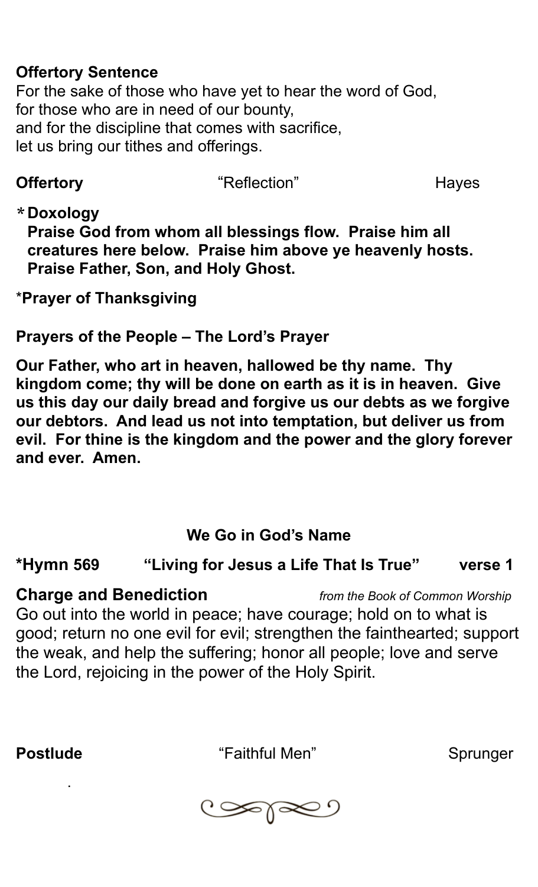**Offertory Sentence**

For the sake of those who have yet to hear the word of God,
for those who are in need of our bounty,
and for the discipline that comes with sacrifice,
let us bring our tithes and offerings.

**Offertory** "Reflection" Hayes

***Doxology**

**Praise God from whom all blessings flow. Praise him all creatures here below. Praise him above ye heavenly hosts. Praise Father, Son, and Holy Ghost.**

***Prayer of Thanksgiving**

**Prayers of the People – The Lord's Prayer**

**Our Father, who art in heaven, hallowed be thy name. Thy kingdom come; thy will be done on earth as it is in heaven. Give us this day our daily bread and forgive us our debts as we forgive our debtors. And lead us not into temptation, but deliver us from evil. For thine is the kingdom and the power and the glory forever and ever. Amen.**

## We Go in God's Name

**\*Hymn 569 "Living for Jesus a Life That Is True" verse 1**

**Charge and Benediction** *from the Book of Common Worship*

Go out into the world in peace; have courage; hold on to what is good; return no one evil for evil; strengthen the fainthearted; support the weak, and help the suffering; honor all people; love and serve the Lord, rejoicing in the power of the Holy Spirit.

**Postlude** "Faithful Men" Sprunger